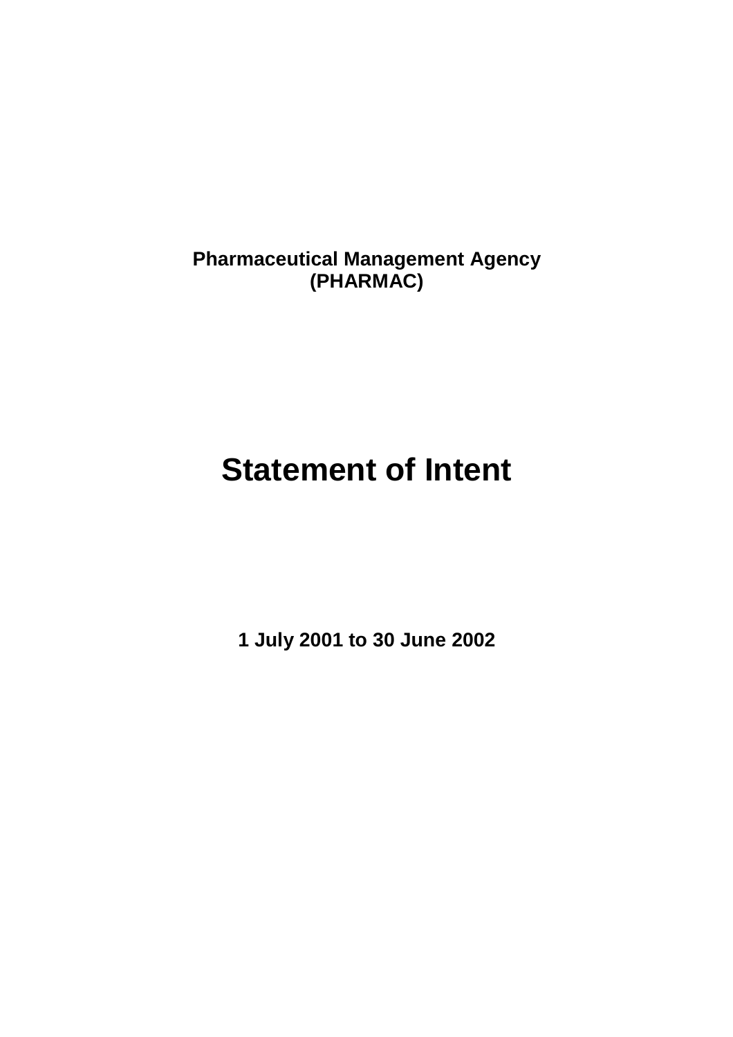**Pharmaceutical Management Agency**
**(PHARMAC)**

# Statement of Intent

**1 July 2001 to 30 June 2002**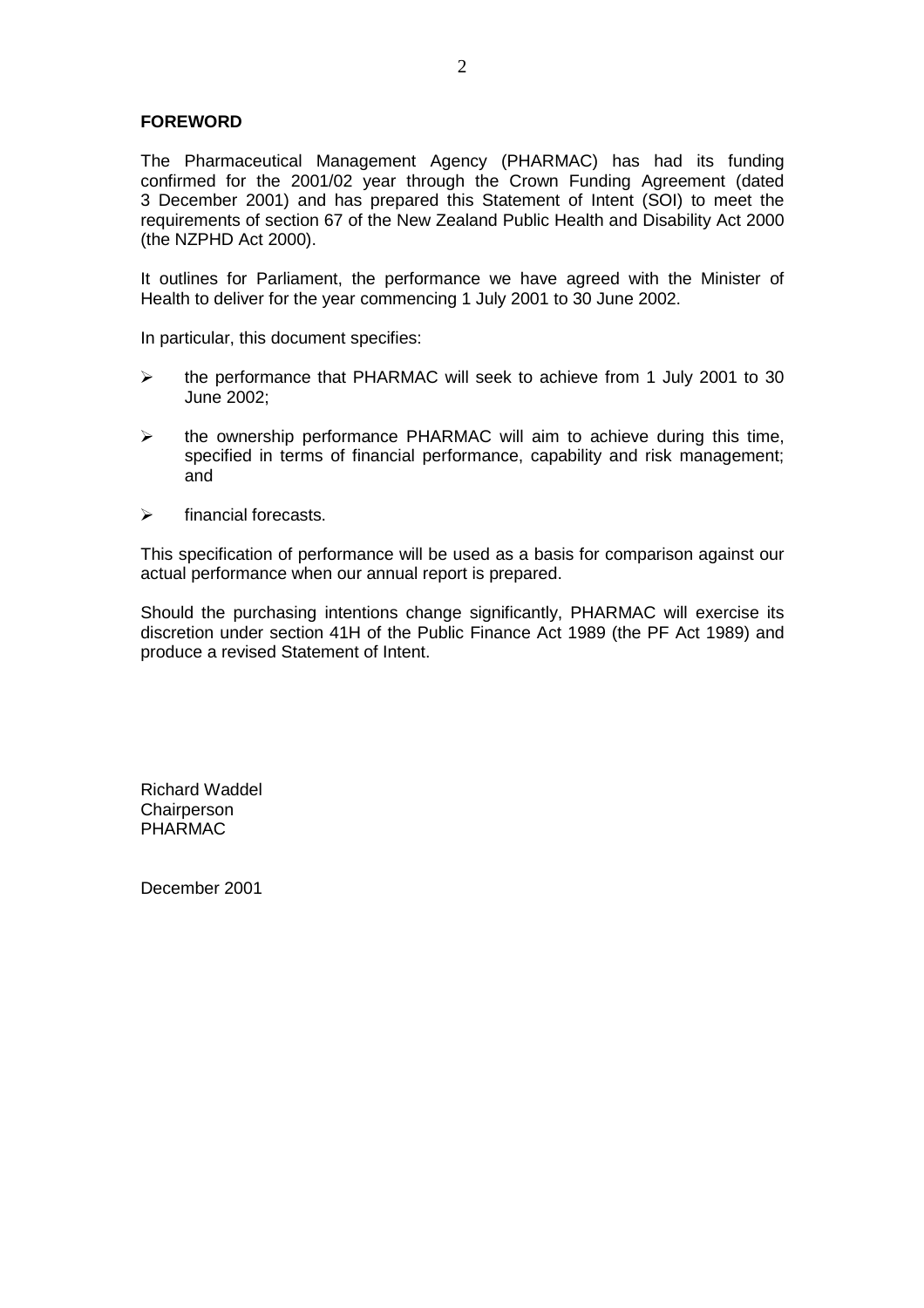**FOREWORD**

The Pharmaceutical Management Agency (PHARMAC) has had its funding confirmed for the 2001/02 year through the Crown Funding Agreement (dated 3 December 2001) and has prepared this Statement of Intent (SOI) to meet the requirements of section 67 of the New Zealand Public Health and Disability Act 2000 (the NZPHD Act 2000).

It outlines for Parliament, the performance we have agreed with the Minister of Health to deliver for the year commencing 1 July 2001 to 30 June 2002.

In particular, this document specifies:

- the performance that PHARMAC will seek to achieve from 1 July 2001 to 30 June 2002;
- the ownership performance PHARMAC will aim to achieve during this time, specified in terms of financial performance, capability and risk management; and
- financial forecasts.

This specification of performance will be used as a basis for comparison against our actual performance when our annual report is prepared.

Should the purchasing intentions change significantly, PHARMAC will exercise its discretion under section 41H of the Public Finance Act 1989 (the PF Act 1989) and produce a revised Statement of Intent.

Richard Waddel
Chairperson
PHARMAC

December 2001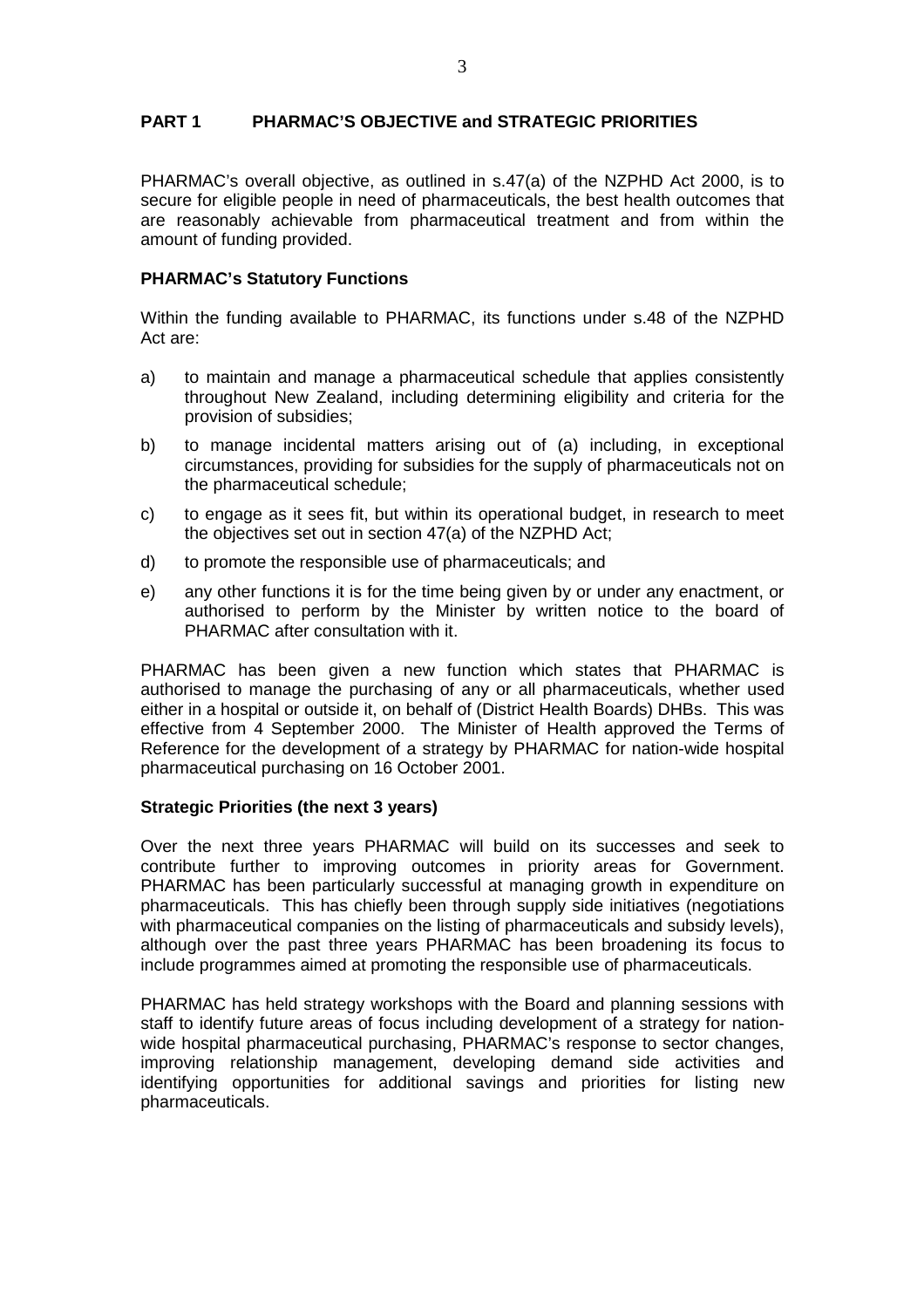## PART 1 PHARMAC'S OBJECTIVE and STRATEGIC PRIORITIES

PHARMAC's overall objective, as outlined in s.47(a) of the NZPHD Act 2000, is to secure for eligible people in need of pharmaceuticals, the best health outcomes that are reasonably achievable from pharmaceutical treatment and from within the amount of funding provided.

### PHARMAC's Statutory Functions

Within the funding available to PHARMAC, its functions under s.48 of the NZPHD Act are:

a) to maintain and manage a pharmaceutical schedule that applies consistently throughout New Zealand, including determining eligibility and criteria for the provision of subsidies;

b) to manage incidental matters arising out of (a) including, in exceptional circumstances, providing for subsidies for the supply of pharmaceuticals not on the pharmaceutical schedule;

c) to engage as it sees fit, but within its operational budget, in research to meet the objectives set out in section 47(a) of the NZPHD Act;

d) to promote the responsible use of pharmaceuticals; and

e) any other functions it is for the time being given by or under any enactment, or authorised to perform by the Minister by written notice to the board of PHARMAC after consultation with it.

PHARMAC has been given a new function which states that PHARMAC is authorised to manage the purchasing of any or all pharmaceuticals, whether used either in a hospital or outside it, on behalf of (District Health Boards) DHBs. This was effective from 4 September 2000. The Minister of Health approved the Terms of Reference for the development of a strategy by PHARMAC for nation-wide hospital pharmaceutical purchasing on 16 October 2001.

### Strategic Priorities (the next 3 years)

Over the next three years PHARMAC will build on its successes and seek to contribute further to improving outcomes in priority areas for Government. PHARMAC has been particularly successful at managing growth in expenditure on pharmaceuticals. This has chiefly been through supply side initiatives (negotiations with pharmaceutical companies on the listing of pharmaceuticals and subsidy levels), although over the past three years PHARMAC has been broadening its focus to include programmes aimed at promoting the responsible use of pharmaceuticals.

PHARMAC has held strategy workshops with the Board and planning sessions with staff to identify future areas of focus including development of a strategy for nation-wide hospital pharmaceutical purchasing, PHARMAC's response to sector changes, improving relationship management, developing demand side activities and identifying opportunities for additional savings and priorities for listing new pharmaceuticals.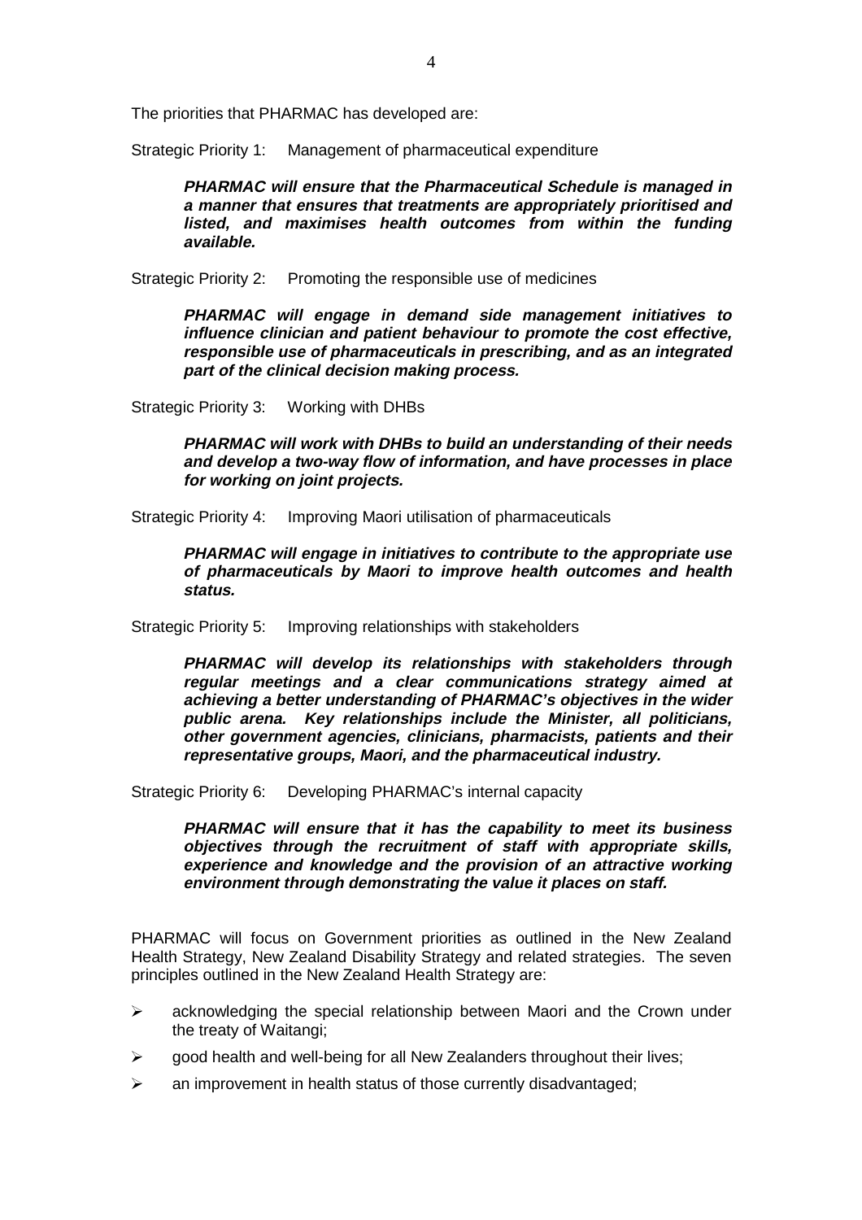The priorities that PHARMAC has developed are:

Strategic Priority 1: Management of pharmaceutical expenditure

> ***PHARMAC will ensure that the Pharmaceutical Schedule is managed in a manner that ensures that treatments are appropriately prioritised and listed, and maximises health outcomes from within the funding available.***

Strategic Priority 2: Promoting the responsible use of medicines

> ***PHARMAC will engage in demand side management initiatives to influence clinician and patient behaviour to promote the cost effective, responsible use of pharmaceuticals in prescribing, and as an integrated part of the clinical decision making process.***

Strategic Priority 3: Working with DHBs

> ***PHARMAC will work with DHBs to build an understanding of their needs and develop a two-way flow of information, and have processes in place for working on joint projects.***

Strategic Priority 4: Improving Maori utilisation of pharmaceuticals

> ***PHARMAC will engage in initiatives to contribute to the appropriate use of pharmaceuticals by Maori to improve health outcomes and health status.***

Strategic Priority 5: Improving relationships with stakeholders

> ***PHARMAC will develop its relationships with stakeholders through regular meetings and a clear communications strategy aimed at achieving a better understanding of PHARMAC's objectives in the wider public arena. Key relationships include the Minister, all politicians, other government agencies, clinicians, pharmacists, patients and their representative groups, Maori, and the pharmaceutical industry.***

Strategic Priority 6: Developing PHARMAC's internal capacity

> ***PHARMAC will ensure that it has the capability to meet its business objectives through the recruitment of staff with appropriate skills, experience and knowledge and the provision of an attractive working environment through demonstrating the value it places on staff.***

PHARMAC will focus on Government priorities as outlined in the New Zealand Health Strategy, New Zealand Disability Strategy and related strategies. The seven principles outlined in the New Zealand Health Strategy are:

- acknowledging the special relationship between Maori and the Crown under the treaty of Waitangi;
- good health and well-being for all New Zealanders throughout their lives;
- an improvement in health status of those currently disadvantaged;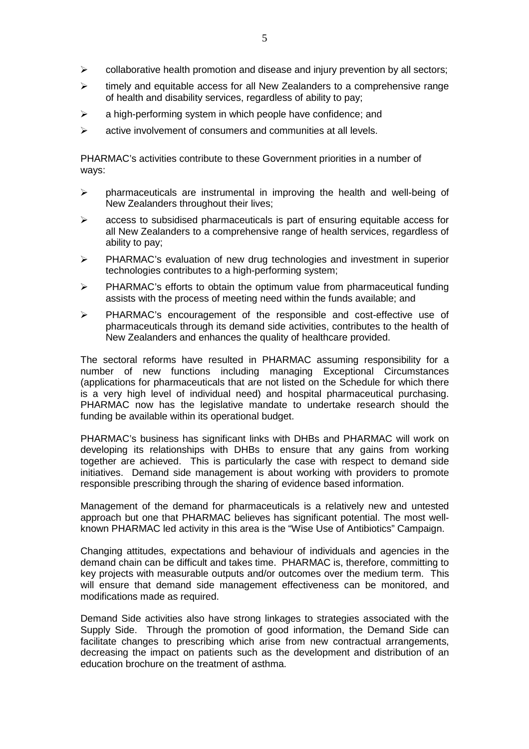- collaborative health promotion and disease and injury prevention by all sectors;
- timely and equitable access for all New Zealanders to a comprehensive range of health and disability services, regardless of ability to pay;
- a high-performing system in which people have confidence; and
- active involvement of consumers and communities at all levels.

PHARMAC's activities contribute to these Government priorities in a number of ways:

- pharmaceuticals are instrumental in improving the health and well-being of New Zealanders throughout their lives;
- access to subsidised pharmaceuticals is part of ensuring equitable access for all New Zealanders to a comprehensive range of health services, regardless of ability to pay;
- PHARMAC's evaluation of new drug technologies and investment in superior technologies contributes to a high-performing system;
- PHARMAC's efforts to obtain the optimum value from pharmaceutical funding assists with the process of meeting need within the funds available; and
- PHARMAC's encouragement of the responsible and cost-effective use of pharmaceuticals through its demand side activities, contributes to the health of New Zealanders and enhances the quality of healthcare provided.

The sectoral reforms have resulted in PHARMAC assuming responsibility for a number of new functions including managing Exceptional Circumstances (applications for pharmaceuticals that are not listed on the Schedule for which there is a very high level of individual need) and hospital pharmaceutical purchasing. PHARMAC now has the legislative mandate to undertake research should the funding be available within its operational budget.

PHARMAC's business has significant links with DHBs and PHARMAC will work on developing its relationships with DHBs to ensure that any gains from working together are achieved. This is particularly the case with respect to demand side initiatives. Demand side management is about working with providers to promote responsible prescribing through the sharing of evidence based information.

Management of the demand for pharmaceuticals is a relatively new and untested approach but one that PHARMAC believes has significant potential. The most well-known PHARMAC led activity in this area is the "Wise Use of Antibiotics" Campaign.

Changing attitudes, expectations and behaviour of individuals and agencies in the demand chain can be difficult and takes time. PHARMAC is, therefore, committing to key projects with measurable outputs and/or outcomes over the medium term. This will ensure that demand side management effectiveness can be monitored, and modifications made as required.

Demand Side activities also have strong linkages to strategies associated with the Supply Side. Through the promotion of good information, the Demand Side can facilitate changes to prescribing which arise from new contractual arrangements, decreasing the impact on patients such as the development and distribution of an education brochure on the treatment of asthma.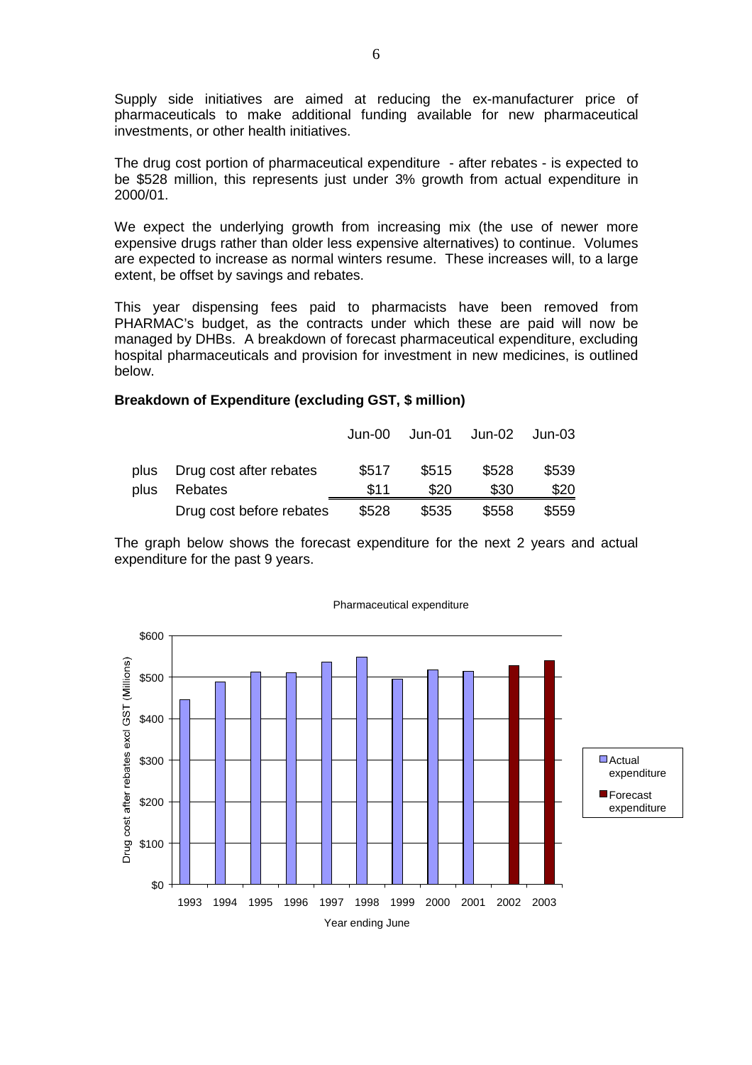Supply side initiatives are aimed at reducing the ex-manufacturer price of pharmaceuticals to make additional funding available for new pharmaceutical investments, or other health initiatives.

The drug cost portion of pharmaceutical expenditure - after rebates - is expected to be $528 million, this represents just under 3% growth from actual expenditure in 2000/01.

We expect the underlying growth from increasing mix (the use of newer more expensive drugs rather than older less expensive alternatives) to continue. Volumes are expected to increase as normal winters resume. These increases will, to a large extent, be offset by savings and rebates.

This year dispensing fees paid to pharmacists have been removed from PHARMAC's budget, as the contracts under which these are paid will now be managed by DHBs. A breakdown of forecast pharmaceutical expenditure, excluding hospital pharmaceuticals and provision for investment in new medicines, is outlined below.

**Breakdown of Expenditure (excluding GST, $ million)**

| | | Jun-00 | Jun-01 | Jun-02 | Jun-03 |
|---|---|---|---|---|---|
| plus | Drug cost after rebates | $517 | $515 | $528 | $539 |
| plus | Rebates | $11 | $20 | $30 | $20 |
| | Drug cost before rebates | $528 | $535 | $558 | $559 |

The graph below shows the forecast expenditure for the next 2 years and actual expenditure for the past 9 years.

Pharmaceutical expenditure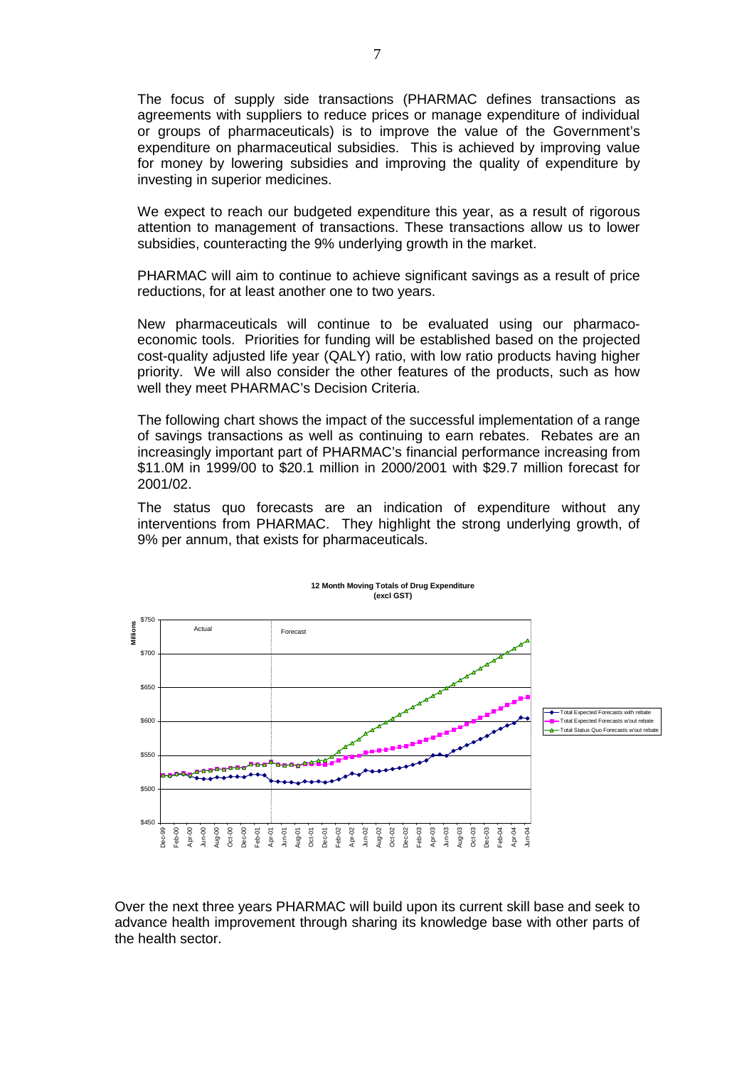The focus of supply side transactions (PHARMAC defines transactions as agreements with suppliers to reduce prices or manage expenditure of individual or groups of pharmaceuticals) is to improve the value of the Government's expenditure on pharmaceutical subsidies. This is achieved by improving value for money by lowering subsidies and improving the quality of expenditure by investing in superior medicines.

We expect to reach our budgeted expenditure this year, as a result of rigorous attention to management of transactions. These transactions allow us to lower subsidies, counteracting the 9% underlying growth in the market.

PHARMAC will aim to continue to achieve significant savings as a result of price reductions, for at least another one to two years.

New pharmaceuticals will continue to be evaluated using our pharmaco-economic tools. Priorities for funding will be established based on the projected cost-quality adjusted life year (QALY) ratio, with low ratio products having higher priority. We will also consider the other features of the products, such as how well they meet PHARMAC's Decision Criteria.

The following chart shows the impact of the successful implementation of a range of savings transactions as well as continuing to earn rebates. Rebates are an increasingly important part of PHARMAC's financial performance increasing from $11.0M in 1999/00 to $20.1 million in 2000/2001 with $29.7 million forecast for 2001/02.

The status quo forecasts are an indication of expenditure without any interventions from PHARMAC. They highlight the strong underlying growth, of 9% per annum, that exists for pharmaceuticals.

**12 Month Moving Totals of Drug Expenditure (excl GST)**

Over the next three years PHARMAC will build upon its current skill base and seek to advance health improvement through sharing its knowledge base with other parts of the health sector.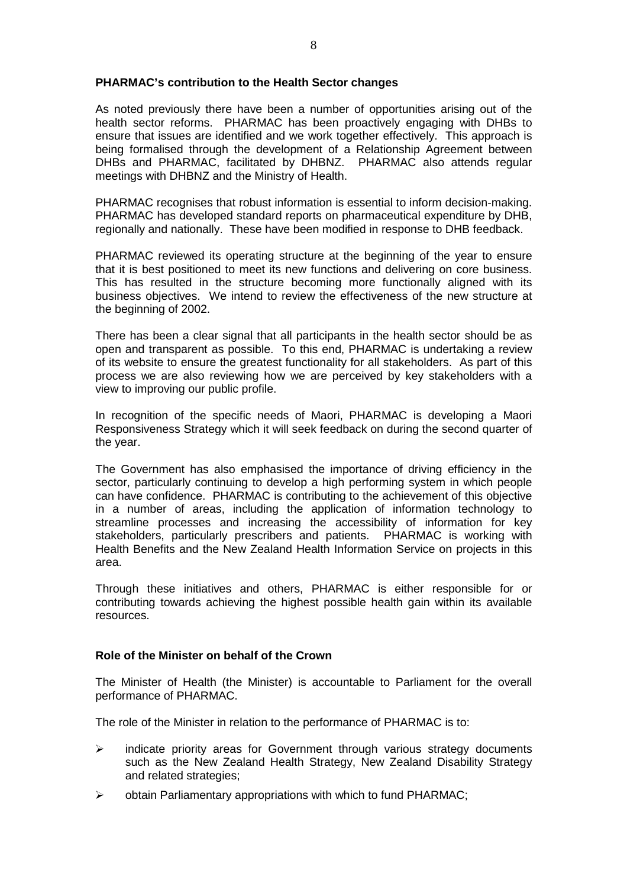**PHARMAC's contribution to the Health Sector changes**

As noted previously there have been a number of opportunities arising out of the health sector reforms. PHARMAC has been proactively engaging with DHBs to ensure that issues are identified and we work together effectively. This approach is being formalised through the development of a Relationship Agreement between DHBs and PHARMAC, facilitated by DHBNZ. PHARMAC also attends regular meetings with DHBNZ and the Ministry of Health.

PHARMAC recognises that robust information is essential to inform decision-making. PHARMAC has developed standard reports on pharmaceutical expenditure by DHB, regionally and nationally. These have been modified in response to DHB feedback.

PHARMAC reviewed its operating structure at the beginning of the year to ensure that it is best positioned to meet its new functions and delivering on core business. This has resulted in the structure becoming more functionally aligned with its business objectives. We intend to review the effectiveness of the new structure at the beginning of 2002.

There has been a clear signal that all participants in the health sector should be as open and transparent as possible. To this end, PHARMAC is undertaking a review of its website to ensure the greatest functionality for all stakeholders. As part of this process we are also reviewing how we are perceived by key stakeholders with a view to improving our public profile.

In recognition of the specific needs of Maori, PHARMAC is developing a Maori Responsiveness Strategy which it will seek feedback on during the second quarter of the year.

The Government has also emphasised the importance of driving efficiency in the sector, particularly continuing to develop a high performing system in which people can have confidence. PHARMAC is contributing to the achievement of this objective in a number of areas, including the application of information technology to streamline processes and increasing the accessibility of information for key stakeholders, particularly prescribers and patients. PHARMAC is working with Health Benefits and the New Zealand Health Information Service on projects in this area.

Through these initiatives and others, PHARMAC is either responsible for or contributing towards achieving the highest possible health gain within its available resources.

**Role of the Minister on behalf of the Crown**

The Minister of Health (the Minister) is accountable to Parliament for the overall performance of PHARMAC.

The role of the Minister in relation to the performance of PHARMAC is to:

- indicate priority areas for Government through various strategy documents such as the New Zealand Health Strategy, New Zealand Disability Strategy and related strategies;
- obtain Parliamentary appropriations with which to fund PHARMAC;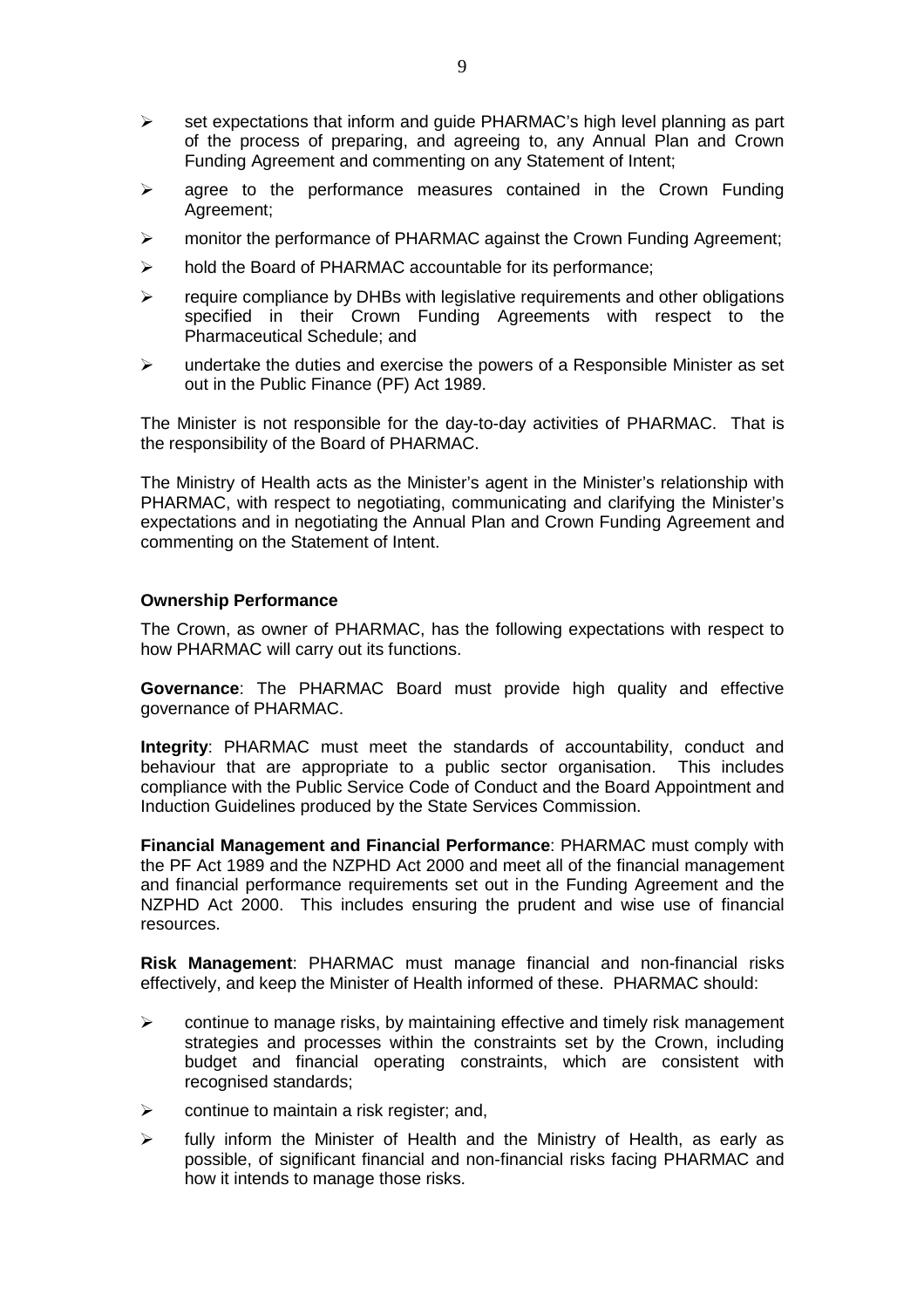- set expectations that inform and guide PHARMAC's high level planning as part of the process of preparing, and agreeing to, any Annual Plan and Crown Funding Agreement and commenting on any Statement of Intent;
- agree to the performance measures contained in the Crown Funding Agreement;
- monitor the performance of PHARMAC against the Crown Funding Agreement;
- hold the Board of PHARMAC accountable for its performance;
- require compliance by DHBs with legislative requirements and other obligations specified in their Crown Funding Agreements with respect to the Pharmaceutical Schedule; and
- undertake the duties and exercise the powers of a Responsible Minister as set out in the Public Finance (PF) Act 1989.

The Minister is not responsible for the day-to-day activities of PHARMAC. That is the responsibility of the Board of PHARMAC.

The Ministry of Health acts as the Minister's agent in the Minister's relationship with PHARMAC, with respect to negotiating, communicating and clarifying the Minister's expectations and in negotiating the Annual Plan and Crown Funding Agreement and commenting on the Statement of Intent.

**Ownership Performance**

The Crown, as owner of PHARMAC, has the following expectations with respect to how PHARMAC will carry out its functions.

**Governance**: The PHARMAC Board must provide high quality and effective governance of PHARMAC.

**Integrity**: PHARMAC must meet the standards of accountability, conduct and behaviour that are appropriate to a public sector organisation. This includes compliance with the Public Service Code of Conduct and the Board Appointment and Induction Guidelines produced by the State Services Commission.

**Financial Management and Financial Performance**: PHARMAC must comply with the PF Act 1989 and the NZPHD Act 2000 and meet all of the financial management and financial performance requirements set out in the Funding Agreement and the NZPHD Act 2000. This includes ensuring the prudent and wise use of financial resources.

**Risk Management**: PHARMAC must manage financial and non-financial risks effectively, and keep the Minister of Health informed of these. PHARMAC should:

- continue to manage risks, by maintaining effective and timely risk management strategies and processes within the constraints set by the Crown, including budget and financial operating constraints, which are consistent with recognised standards;
- continue to maintain a risk register; and,
- fully inform the Minister of Health and the Ministry of Health, as early as possible, of significant financial and non-financial risks facing PHARMAC and how it intends to manage those risks.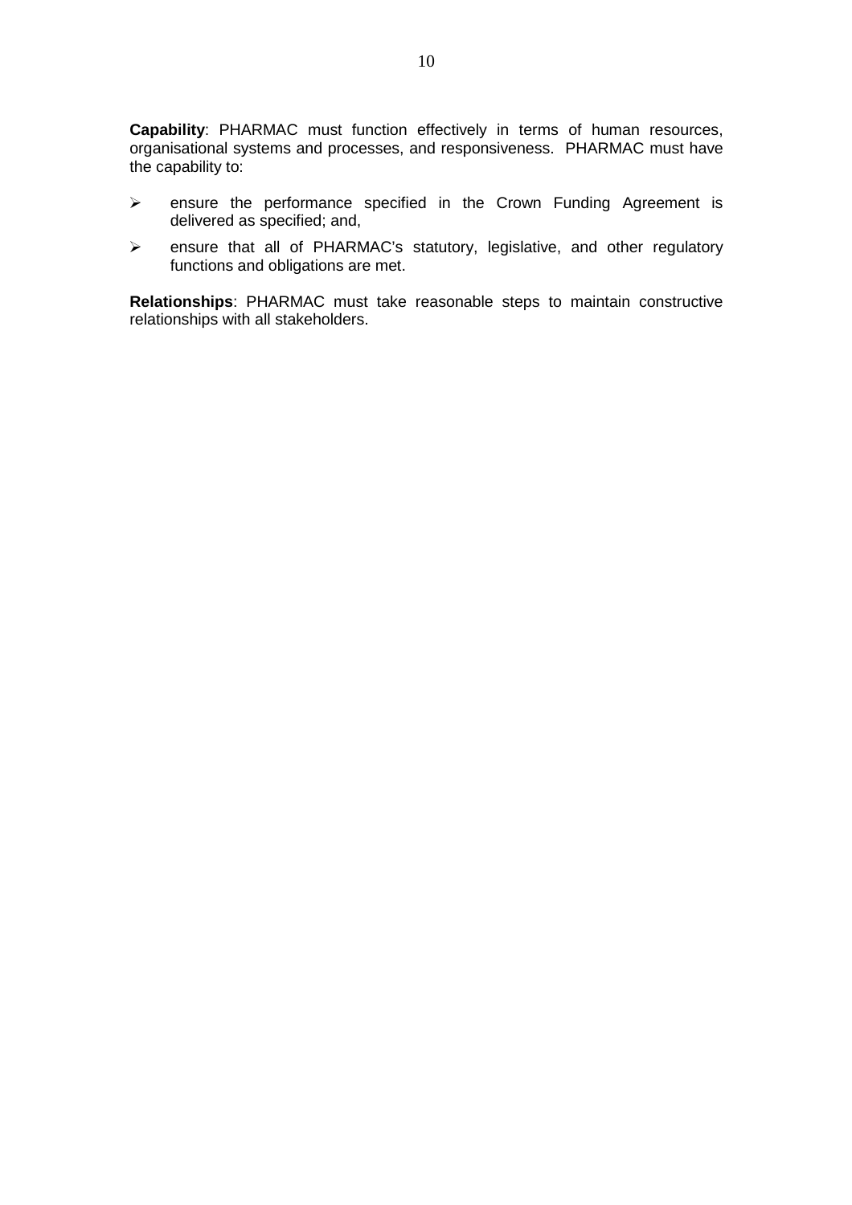**Capability**: PHARMAC must function effectively in terms of human resources, organisational systems and processes, and responsiveness. PHARMAC must have the capability to:

- ensure the performance specified in the Crown Funding Agreement is delivered as specified; and,
- ensure that all of PHARMAC's statutory, legislative, and other regulatory functions and obligations are met.

**Relationships**: PHARMAC must take reasonable steps to maintain constructive relationships with all stakeholders.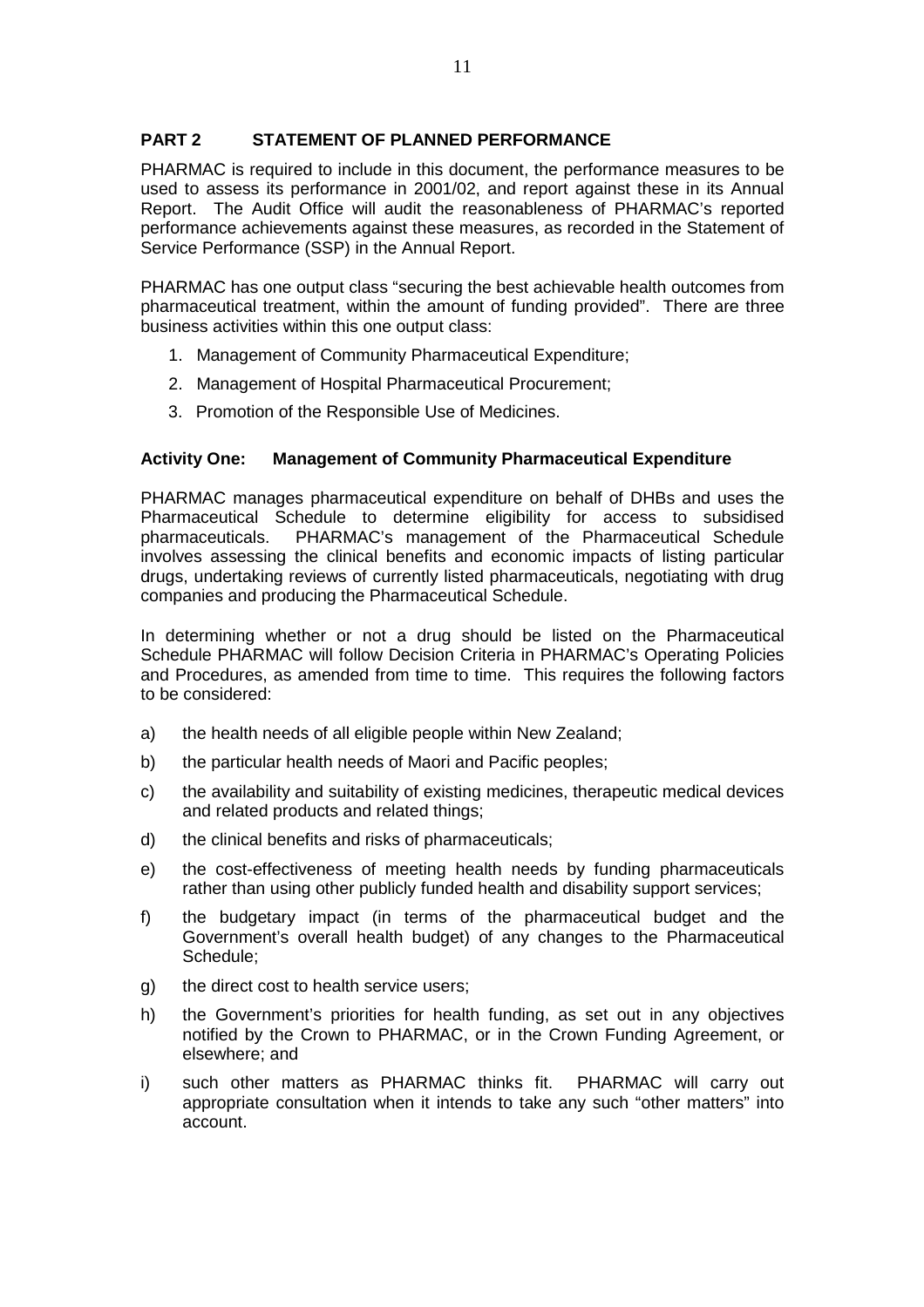## PART 2 STATEMENT OF PLANNED PERFORMANCE

PHARMAC is required to include in this document, the performance measures to be used to assess its performance in 2001/02, and report against these in its Annual Report. The Audit Office will audit the reasonableness of PHARMAC's reported performance achievements against these measures, as recorded in the Statement of Service Performance (SSP) in the Annual Report.

PHARMAC has one output class "securing the best achievable health outcomes from pharmaceutical treatment, within the amount of funding provided". There are three business activities within this one output class:

1. Management of Community Pharmaceutical Expenditure;
2. Management of Hospital Pharmaceutical Procurement;
3. Promotion of the Responsible Use of Medicines.

### Activity One: Management of Community Pharmaceutical Expenditure

PHARMAC manages pharmaceutical expenditure on behalf of DHBs and uses the Pharmaceutical Schedule to determine eligibility for access to subsidised pharmaceuticals. PHARMAC's management of the Pharmaceutical Schedule involves assessing the clinical benefits and economic impacts of listing particular drugs, undertaking reviews of currently listed pharmaceuticals, negotiating with drug companies and producing the Pharmaceutical Schedule.

In determining whether or not a drug should be listed on the Pharmaceutical Schedule PHARMAC will follow Decision Criteria in PHARMAC's Operating Policies and Procedures, as amended from time to time. This requires the following factors to be considered:

a) the health needs of all eligible people within New Zealand;

b) the particular health needs of Maori and Pacific peoples;

c) the availability and suitability of existing medicines, therapeutic medical devices and related products and related things;

d) the clinical benefits and risks of pharmaceuticals;

e) the cost-effectiveness of meeting health needs by funding pharmaceuticals rather than using other publicly funded health and disability support services;

f) the budgetary impact (in terms of the pharmaceutical budget and the Government's overall health budget) of any changes to the Pharmaceutical Schedule;

g) the direct cost to health service users;

h) the Government's priorities for health funding, as set out in any objectives notified by the Crown to PHARMAC, or in the Crown Funding Agreement, or elsewhere; and

i) such other matters as PHARMAC thinks fit. PHARMAC will carry out appropriate consultation when it intends to take any such "other matters" into account.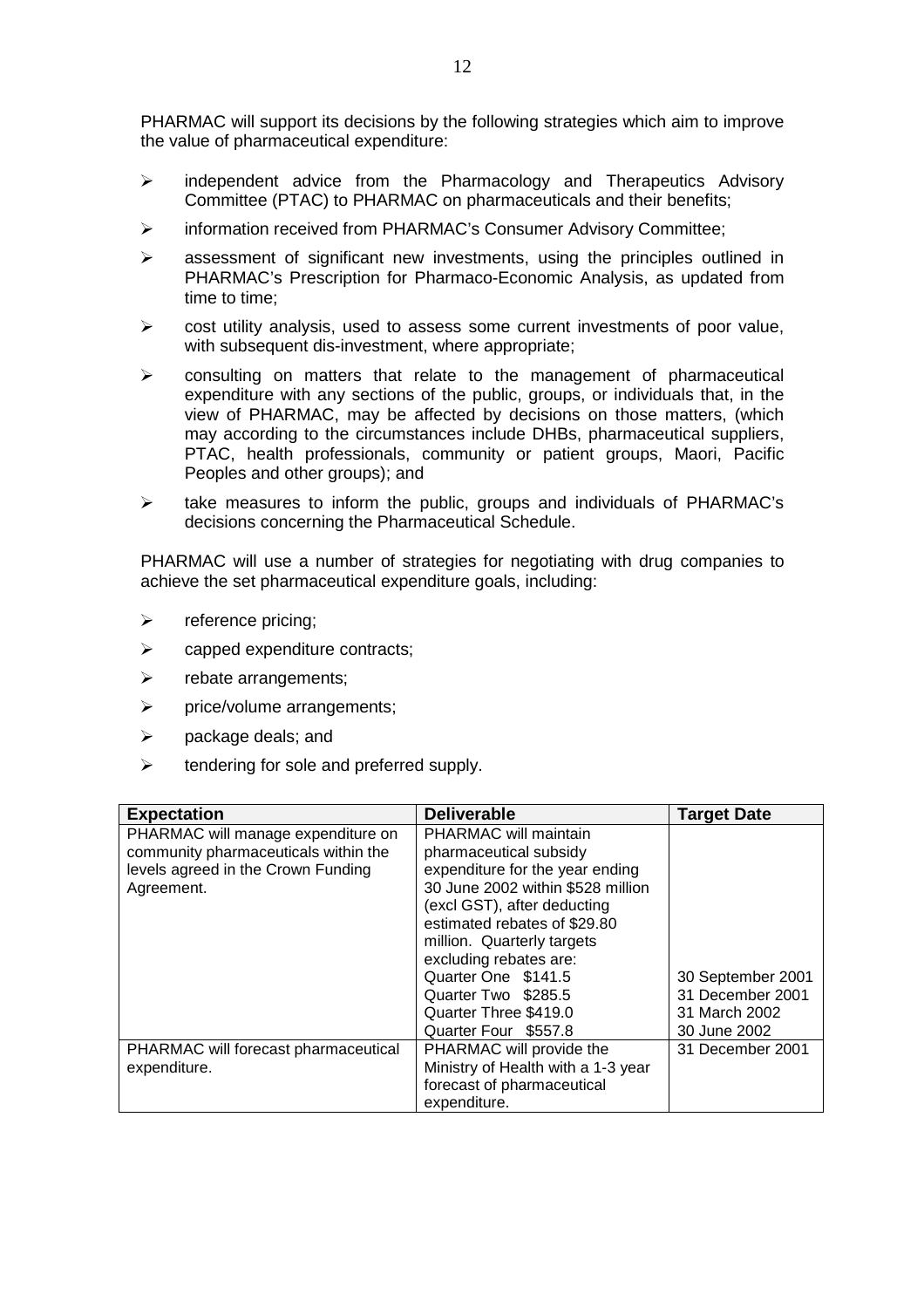PHARMAC will support its decisions by the following strategies which aim to improve the value of pharmaceutical expenditure:

- independent advice from the Pharmacology and Therapeutics Advisory Committee (PTAC) to PHARMAC on pharmaceuticals and their benefits;
- information received from PHARMAC's Consumer Advisory Committee;
- assessment of significant new investments, using the principles outlined in PHARMAC's Prescription for Pharmaco-Economic Analysis, as updated from time to time;
- cost utility analysis, used to assess some current investments of poor value, with subsequent dis-investment, where appropriate;
- consulting on matters that relate to the management of pharmaceutical expenditure with any sections of the public, groups, or individuals that, in the view of PHARMAC, may be affected by decisions on those matters, (which may according to the circumstances include DHBs, pharmaceutical suppliers, PTAC, health professionals, community or patient groups, Maori, Pacific Peoples and other groups); and
- take measures to inform the public, groups and individuals of PHARMAC's decisions concerning the Pharmaceutical Schedule.

PHARMAC will use a number of strategies for negotiating with drug companies to achieve the set pharmaceutical expenditure goals, including:

- reference pricing;
- capped expenditure contracts;
- rebate arrangements;
- price/volume arrangements;
- package deals; and
- tendering for sole and preferred supply.

| Expectation | Deliverable | Target Date |
|---|---|---|
| PHARMAC will manage expenditure on community pharmaceuticals within the levels agreed in the Crown Funding Agreement. | PHARMAC will maintain pharmaceutical subsidy expenditure for the year ending 30 June 2002 within $528 million (excl GST), after deducting estimated rebates of $29.80 million. Quarterly targets excluding rebates are:<br>Quarter One $141.5<br>Quarter Two $285.5<br>Quarter Three $419.0<br>Quarter Four $557.8 | <br><br><br><br><br>30 September 2001<br>31 December 2001<br>31 March 2002<br>30 June 2002 |
| PHARMAC will forecast pharmaceutical expenditure. | PHARMAC will provide the Ministry of Health with a 1-3 year forecast of pharmaceutical expenditure. | 31 December 2001 |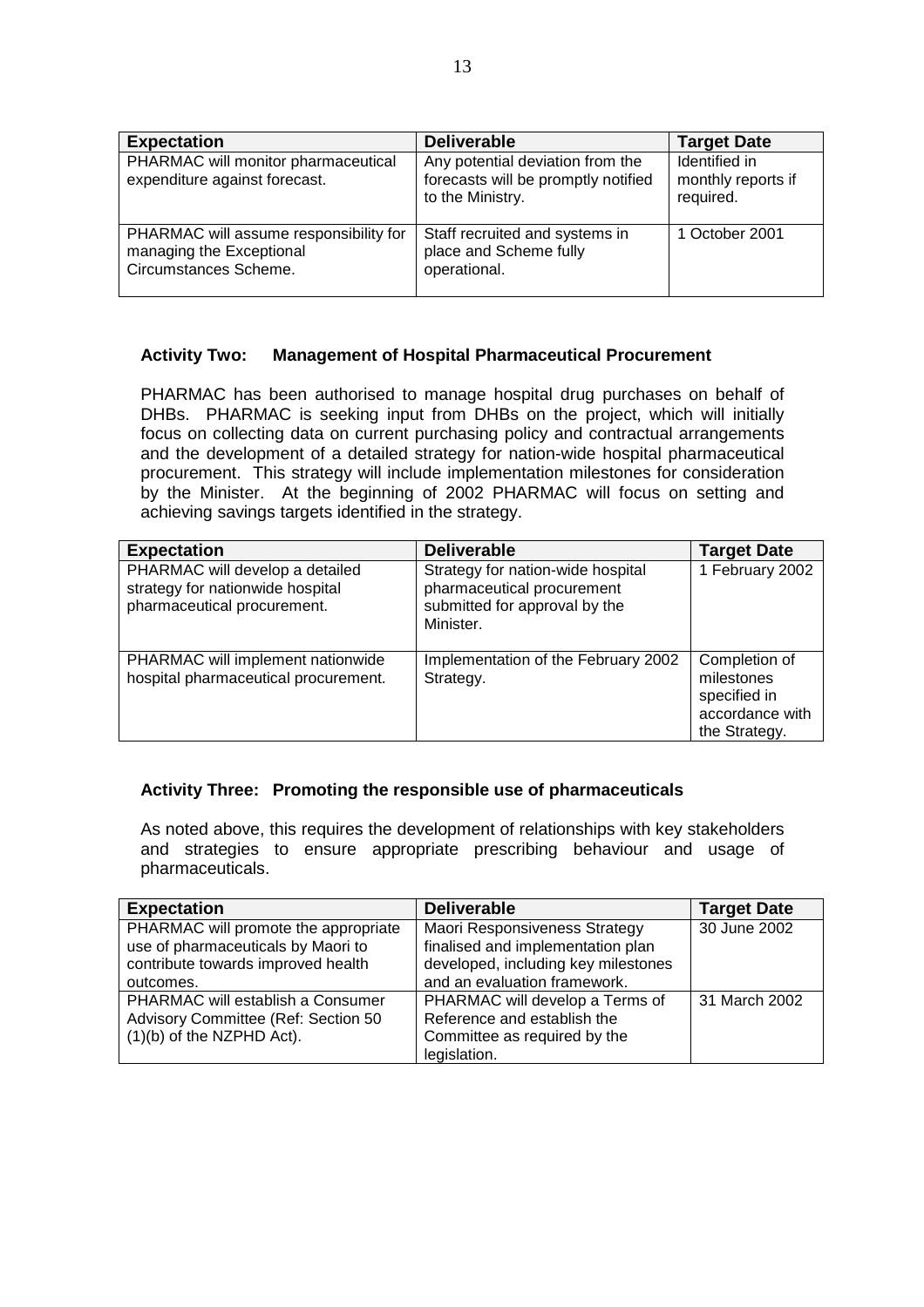| Expectation | Deliverable | Target Date |
| --- | --- | --- |
| PHARMAC will monitor pharmaceutical expenditure against forecast. | Any potential deviation from the forecasts will be promptly notified to the Ministry. | Identified in monthly reports if required. |
| PHARMAC will assume responsibility for managing the Exceptional Circumstances Scheme. | Staff recruited and systems in place and Scheme fully operational. | 1 October 2001 |

### Activity Two: Management of Hospital Pharmaceutical Procurement

PHARMAC has been authorised to manage hospital drug purchases on behalf of DHBs. PHARMAC is seeking input from DHBs on the project, which will initially focus on collecting data on current purchasing policy and contractual arrangements and the development of a detailed strategy for nation-wide hospital pharmaceutical procurement. This strategy will include implementation milestones for consideration by the Minister. At the beginning of 2002 PHARMAC will focus on setting and achieving savings targets identified in the strategy.

| Expectation | Deliverable | Target Date |
| --- | --- | --- |
| PHARMAC will develop a detailed strategy for nationwide hospital pharmaceutical procurement. | Strategy for nation-wide hospital pharmaceutical procurement submitted for approval by the Minister. | 1 February 2002 |
| PHARMAC will implement nationwide hospital pharmaceutical procurement. | Implementation of the February 2002 Strategy. | Completion of milestones specified in accordance with the Strategy. |

### Activity Three: Promoting the responsible use of pharmaceuticals

As noted above, this requires the development of relationships with key stakeholders and strategies to ensure appropriate prescribing behaviour and usage of pharmaceuticals.

| Expectation | Deliverable | Target Date |
| --- | --- | --- |
| PHARMAC will promote the appropriate use of pharmaceuticals by Maori to contribute towards improved health outcomes. | Maori Responsiveness Strategy finalised and implementation plan developed, including key milestones and an evaluation framework. | 30 June 2002 |
| PHARMAC will establish a Consumer Advisory Committee (Ref: Section 50 (1)(b) of the NZPHD Act). | PHARMAC will develop a Terms of Reference and establish the Committee as required by the legislation. | 31 March 2002 |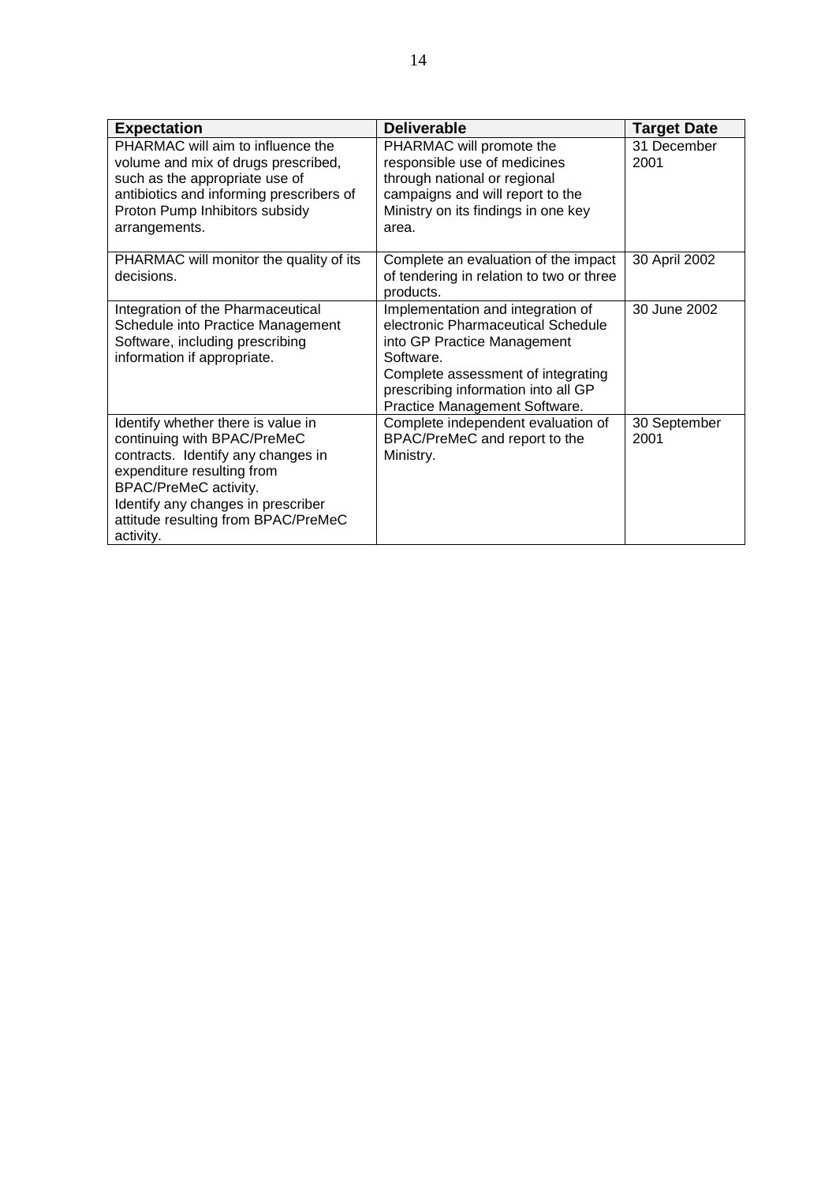| Expectation | Deliverable | Target Date |
|---|---|---|
| PHARMAC will aim to influence the volume and mix of drugs prescribed, such as the appropriate use of antibiotics and informing prescribers of Proton Pump Inhibitors subsidy arrangements. | PHARMAC will promote the responsible use of medicines through national or regional campaigns and will report to the Ministry on its findings in one key area. | 31 December 2001 |
| PHARMAC will monitor the quality of its decisions. | Complete an evaluation of the impact of tendering in relation to two or three products. | 30 April 2002 |
| Integration of the Pharmaceutical Schedule into Practice Management Software, including prescribing information if appropriate. | Implementation and integration of electronic Pharmaceutical Schedule into GP Practice Management Software.<br>Complete assessment of integrating prescribing information into all GP Practice Management Software. | 30 June 2002 |
| Identify whether there is value in continuing with BPAC/PreMeC contracts. Identify any changes in expenditure resulting from BPAC/PreMeC activity.<br>Identify any changes in prescriber attitude resulting from BPAC/PreMeC activity. | Complete independent evaluation of BPAC/PreMeC and report to the Ministry. | 30 September 2001 |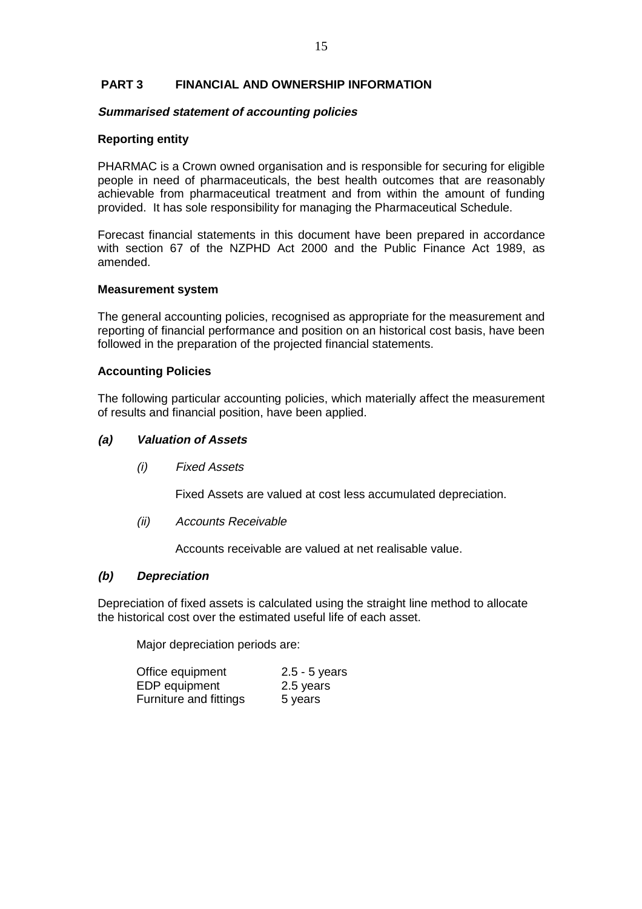## PART 3 FINANCIAL AND OWNERSHIP INFORMATION

***Summarised statement of accounting policies***

**Reporting entity**

PHARMAC is a Crown owned organisation and is responsible for securing for eligible people in need of pharmaceuticals, the best health outcomes that are reasonably achievable from pharmaceutical treatment and from within the amount of funding provided. It has sole responsibility for managing the Pharmaceutical Schedule.

Forecast financial statements in this document have been prepared in accordance with section 67 of the NZPHD Act 2000 and the Public Finance Act 1989, as amended.

**Measurement system**

The general accounting policies, recognised as appropriate for the measurement and reporting of financial performance and position on an historical cost basis, have been followed in the preparation of the projected financial statements.

**Accounting Policies**

The following particular accounting policies, which materially affect the measurement of results and financial position, have been applied.

***(a) Valuation of Assets***

*(i) Fixed Assets*

Fixed Assets are valued at cost less accumulated depreciation.

*(ii) Accounts Receivable*

Accounts receivable are valued at net realisable value.

***(b) Depreciation***

Depreciation of fixed assets is calculated using the straight line method to allocate the historical cost over the estimated useful life of each asset.

Major depreciation periods are:

| | |
|---|---|
| Office equipment | 2.5 - 5 years |
| EDP equipment | 2.5 years |
| Furniture and fittings | 5 years |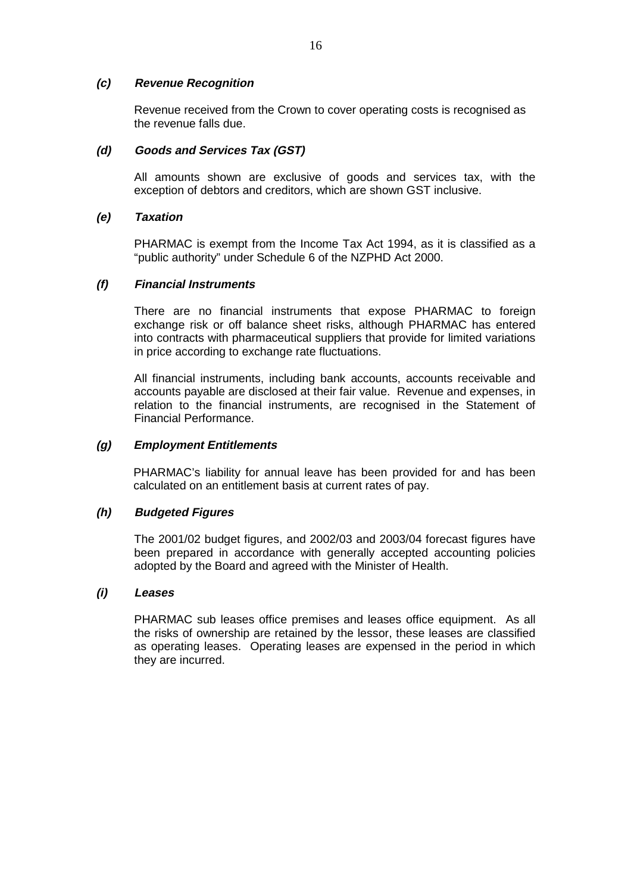### *(c) Revenue Recognition*

Revenue received from the Crown to cover operating costs is recognised as the revenue falls due.

### *(d) Goods and Services Tax (GST)*

All amounts shown are exclusive of goods and services tax, with the exception of debtors and creditors, which are shown GST inclusive.

### *(e) Taxation*

PHARMAC is exempt from the Income Tax Act 1994, as it is classified as a "public authority" under Schedule 6 of the NZPHD Act 2000.

### *(f) Financial Instruments*

There are no financial instruments that expose PHARMAC to foreign exchange risk or off balance sheet risks, although PHARMAC has entered into contracts with pharmaceutical suppliers that provide for limited variations in price according to exchange rate fluctuations.

All financial instruments, including bank accounts, accounts receivable and accounts payable are disclosed at their fair value. Revenue and expenses, in relation to the financial instruments, are recognised in the Statement of Financial Performance.

### *(g) Employment Entitlements*

PHARMAC's liability for annual leave has been provided for and has been calculated on an entitlement basis at current rates of pay.

### *(h) Budgeted Figures*

The 2001/02 budget figures, and 2002/03 and 2003/04 forecast figures have been prepared in accordance with generally accepted accounting policies adopted by the Board and agreed with the Minister of Health.

### *(i) Leases*

PHARMAC sub leases office premises and leases office equipment. As all the risks of ownership are retained by the lessor, these leases are classified as operating leases. Operating leases are expensed in the period in which they are incurred.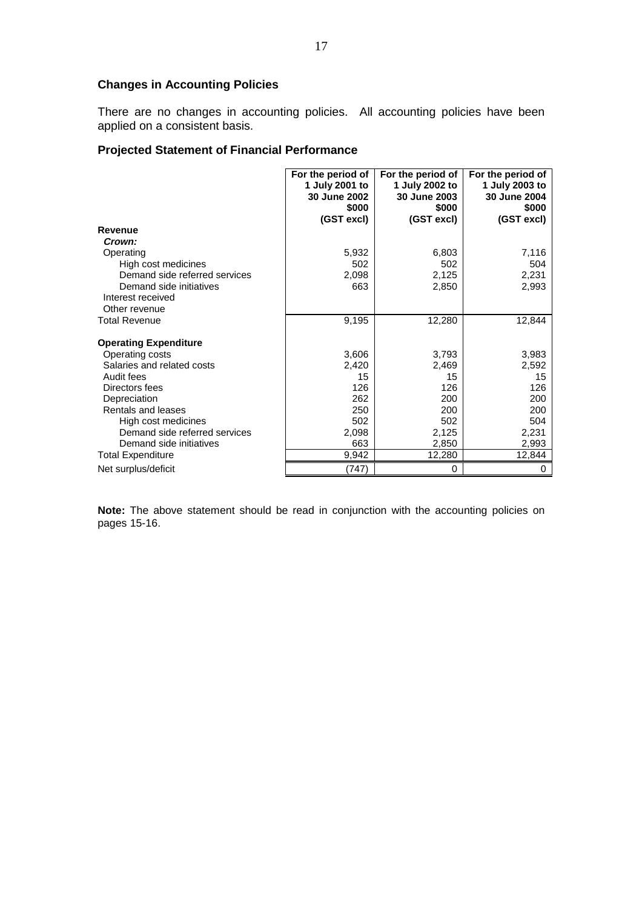### Changes in Accounting Policies

There are no changes in accounting policies. All accounting policies have been applied on a consistent basis.

### Projected Statement of Financial Performance

| | For the period of 1 July 2001 to 30 June 2002 $000 (GST excl) | For the period of 1 July 2002 to 30 June 2003 $000 (GST excl) | For the period of 1 July 2003 to 30 June 2004 $000 (GST excl) |
|---|---|---|---|
| **Revenue** | | | |
| ***Crown:*** | | | |
| Operating | 5,932 | 6,803 | 7,116 |
| High cost medicines | 502 | 502 | 504 |
| Demand side referred services | 2,098 | 2,125 | 2,231 |
| Demand side initiatives | 663 | 2,850 | 2,993 |
| Interest received | | | |
| Other revenue | | | |
| Total Revenue | 9,195 | 12,280 | 12,844 |
| **Operating Expenditure** | | | |
| Operating costs | 3,606 | 3,793 | 3,983 |
| Salaries and related costs | 2,420 | 2,469 | 2,592 |
| Audit fees | 15 | 15 | 15 |
| Directors fees | 126 | 126 | 126 |
| Depreciation | 262 | 200 | 200 |
| Rentals and leases | 250 | 200 | 200 |
| High cost medicines | 502 | 502 | 504 |
| Demand side referred services | 2,098 | 2,125 | 2,231 |
| Demand side initiatives | 663 | 2,850 | 2,993 |
| Total Expenditure | 9,942 | 12,280 | 12,844 |
| Net surplus/deficit | (747) | 0 | 0 |

**Note:** The above statement should be read in conjunction with the accounting policies on pages 15-16.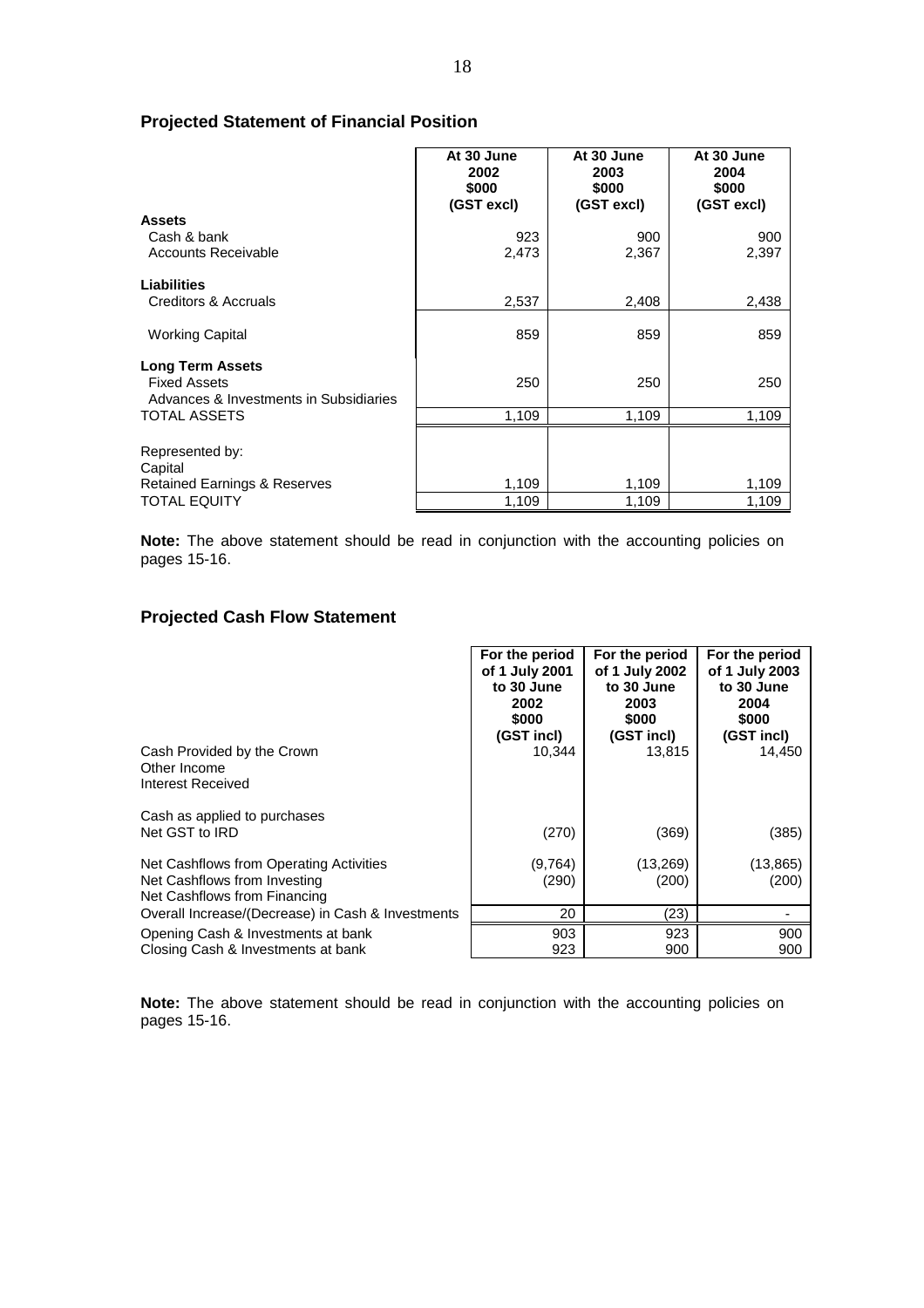## Projected Statement of Financial Position

| | At 30 June 2002 $000 (GST excl) | At 30 June 2003 $000 (GST excl) | At 30 June 2004 $000 (GST excl) |
|---|---|---|---|
| **Assets** | | | |
| Cash & bank | 923 | 900 | 900 |
| Accounts Receivable | 2,473 | 2,367 | 2,397 |
| **Liabilities** | | | |
| Creditors & Accruals | 2,537 | 2,408 | 2,438 |
| Working Capital | 859 | 859 | 859 |
| **Long Term Assets** | | | |
| Fixed Assets | 250 | 250 | 250 |
| Advances & Investments in Subsidiaries | | | |
| TOTAL ASSETS | 1,109 | 1,109 | 1,109 |
| Represented by: | | | |
| Capital | | | |
| Retained Earnings & Reserves | 1,109 | 1,109 | 1,109 |
| TOTAL EQUITY | 1,109 | 1,109 | 1,109 |

**Note:** The above statement should be read in conjunction with the accounting policies on pages 15-16.

## Projected Cash Flow Statement

| | For the period of 1 July 2001 to 30 June 2002 $000 (GST incl) | For the period of 1 July 2002 to 30 June 2003 $000 (GST incl) | For the period of 1 July 2003 to 30 June 2004 $000 (GST incl) |
|---|---|---|---|
| Cash Provided by the Crown | 10,344 | 13,815 | 14,450 |
| Other Income | | | |
| Interest Received | | | |
| Cash as applied to purchases | | | |
| Net GST to IRD | (270) | (369) | (385) |
| Net Cashflows from Operating Activities | (9,764) | (13,269) | (13,865) |
| Net Cashflows from Investing | (290) | (200) | (200) |
| Net Cashflows from Financing | | | |
| Overall Increase/(Decrease) in Cash & Investments | 20 | (23) | - |
| Opening Cash & Investments at bank | 903 | 923 | 900 |
| Closing Cash & Investments at bank | 923 | 900 | 900 |

**Note:** The above statement should be read in conjunction with the accounting policies on pages 15-16.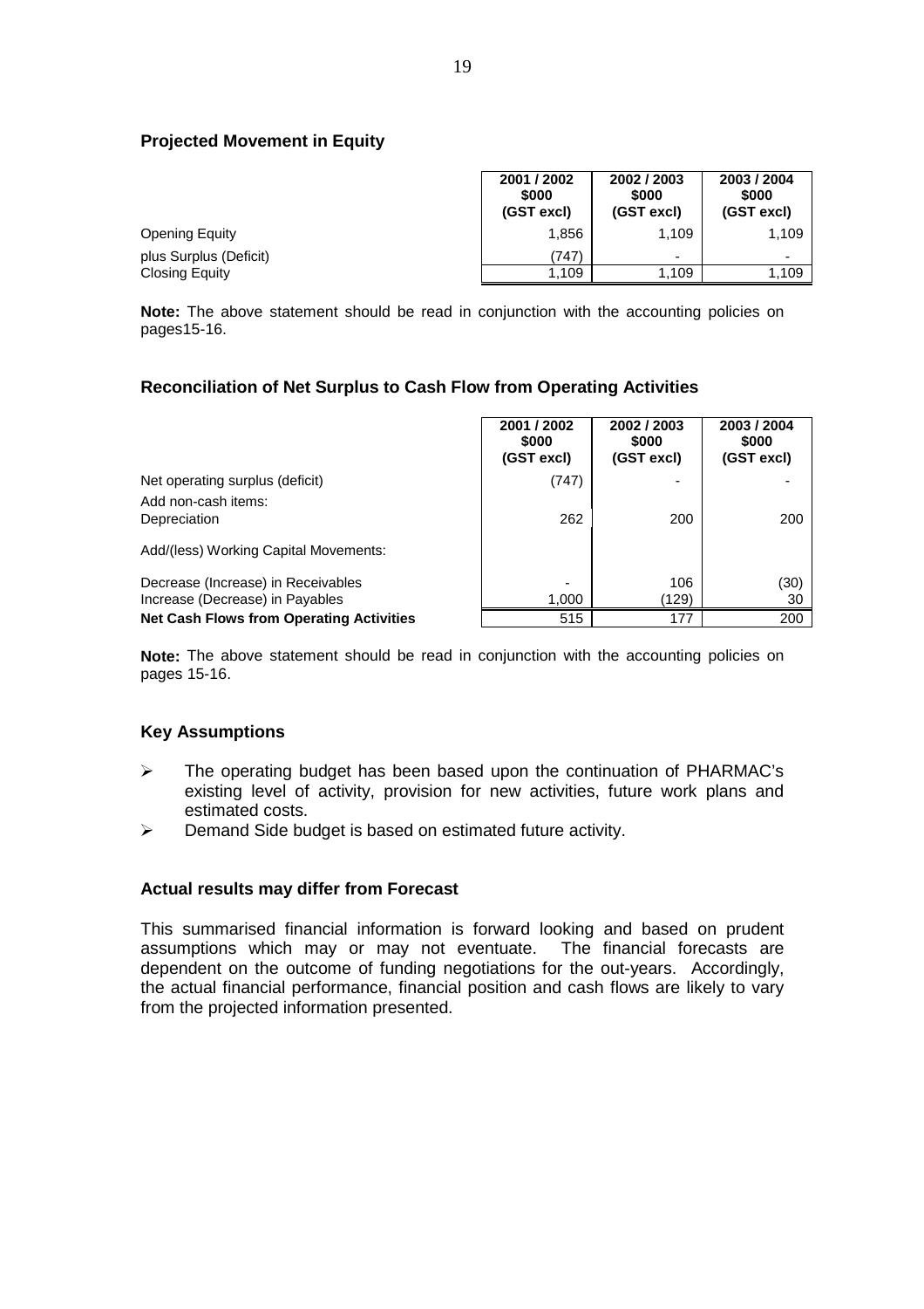### Projected Movement in Equity

| | 2001 / 2002 $000 (GST excl) | 2002 / 2003 $000 (GST excl) | 2003 / 2004 $000 (GST excl) |
|---|---|---|---|
| Opening Equity | 1,856 | 1,109 | 1,109 |
| plus Surplus (Deficit) | (747) | - | - |
| Closing Equity | 1,109 | 1,109 | 1,109 |

**Note:** The above statement should be read in conjunction with the accounting policies on pages15-16.

### Reconciliation of Net Surplus to Cash Flow from Operating Activities

| | 2001 / 2002 $000 (GST excl) | 2002 / 2003 $000 (GST excl) | 2003 / 2004 $000 (GST excl) |
|---|---|---|---|
| Net operating surplus (deficit) | (747) | - | - |
| Add non-cash items: | | | |
| Depreciation | 262 | 200 | 200 |
| Add/(less) Working Capital Movements: | | | |
| Decrease (Increase) in Receivables | - | 106 | (30) |
| Increase (Decrease) in Payables | 1,000 | (129) | 30 |
| **Net Cash Flows from Operating Activities** | 515 | 177 | 200 |

**Note:** The above statement should be read in conjunction with the accounting policies on pages 15-16.

### Key Assumptions

- The operating budget has been based upon the continuation of PHARMAC's existing level of activity, provision for new activities, future work plans and estimated costs.
- Demand Side budget is based on estimated future activity.

### Actual results may differ from Forecast

This summarised financial information is forward looking and based on prudent assumptions which may or may not eventuate. The financial forecasts are dependent on the outcome of funding negotiations for the out-years. Accordingly, the actual financial performance, financial position and cash flows are likely to vary from the projected information presented.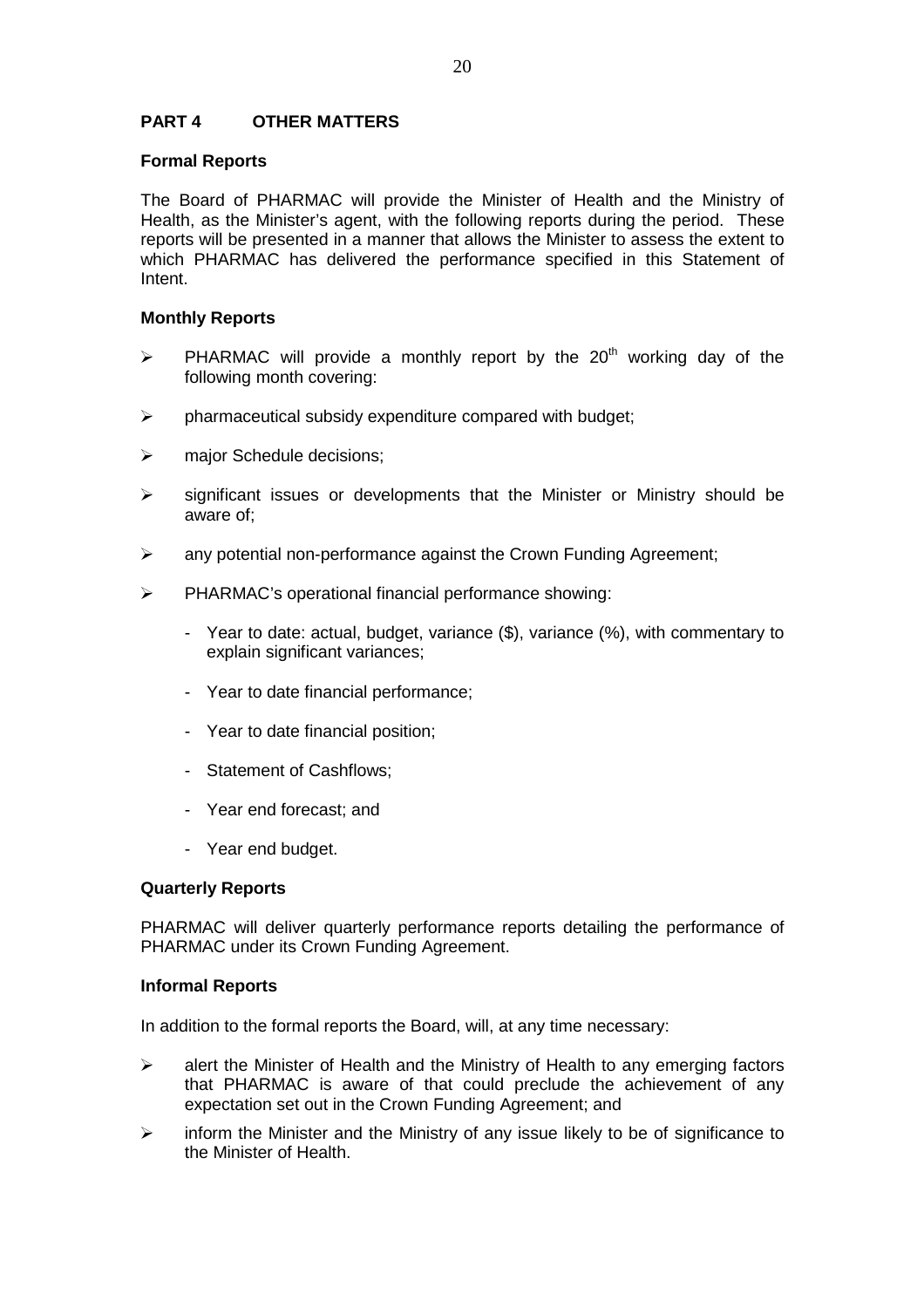## PART 4 OTHER MATTERS

### Formal Reports

The Board of PHARMAC will provide the Minister of Health and the Ministry of Health, as the Minister's agent, with the following reports during the period. These reports will be presented in a manner that allows the Minister to assess the extent to which PHARMAC has delivered the performance specified in this Statement of Intent.

### Monthly Reports

- PHARMAC will provide a monthly report by the 20th working day of the following month covering:
- pharmaceutical subsidy expenditure compared with budget;
- major Schedule decisions;
- significant issues or developments that the Minister or Ministry should be aware of;
- any potential non-performance against the Crown Funding Agreement;
- PHARMAC's operational financial performance showing:
  - Year to date: actual, budget, variance ($), variance (%), with commentary to explain significant variances;
  - Year to date financial performance;
  - Year to date financial position;
  - Statement of Cashflows;
  - Year end forecast; and
  - Year end budget.

### Quarterly Reports

PHARMAC will deliver quarterly performance reports detailing the performance of PHARMAC under its Crown Funding Agreement.

### Informal Reports

In addition to the formal reports the Board, will, at any time necessary:

- alert the Minister of Health and the Ministry of Health to any emerging factors that PHARMAC is aware of that could preclude the achievement of any expectation set out in the Crown Funding Agreement; and
- inform the Minister and the Ministry of any issue likely to be of significance to the Minister of Health.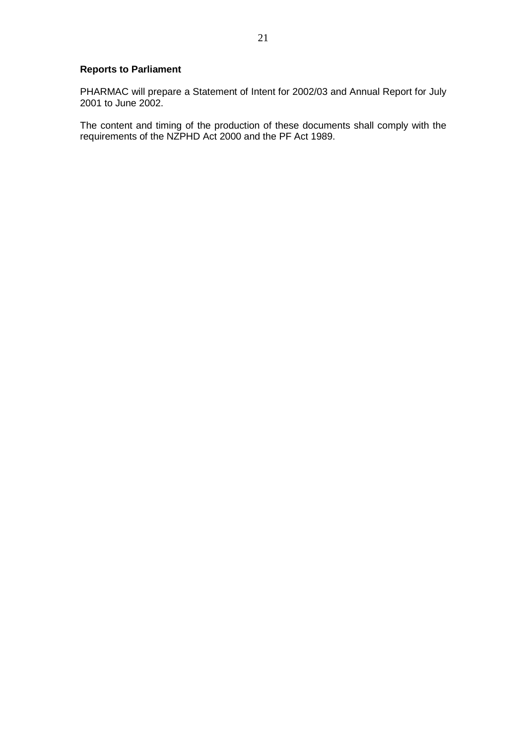**Reports to Parliament**

PHARMAC will prepare a Statement of Intent for 2002/03 and Annual Report for July 2001 to June 2002.

The content and timing of the production of these documents shall comply with the requirements of the NZPHD Act 2000 and the PF Act 1989.